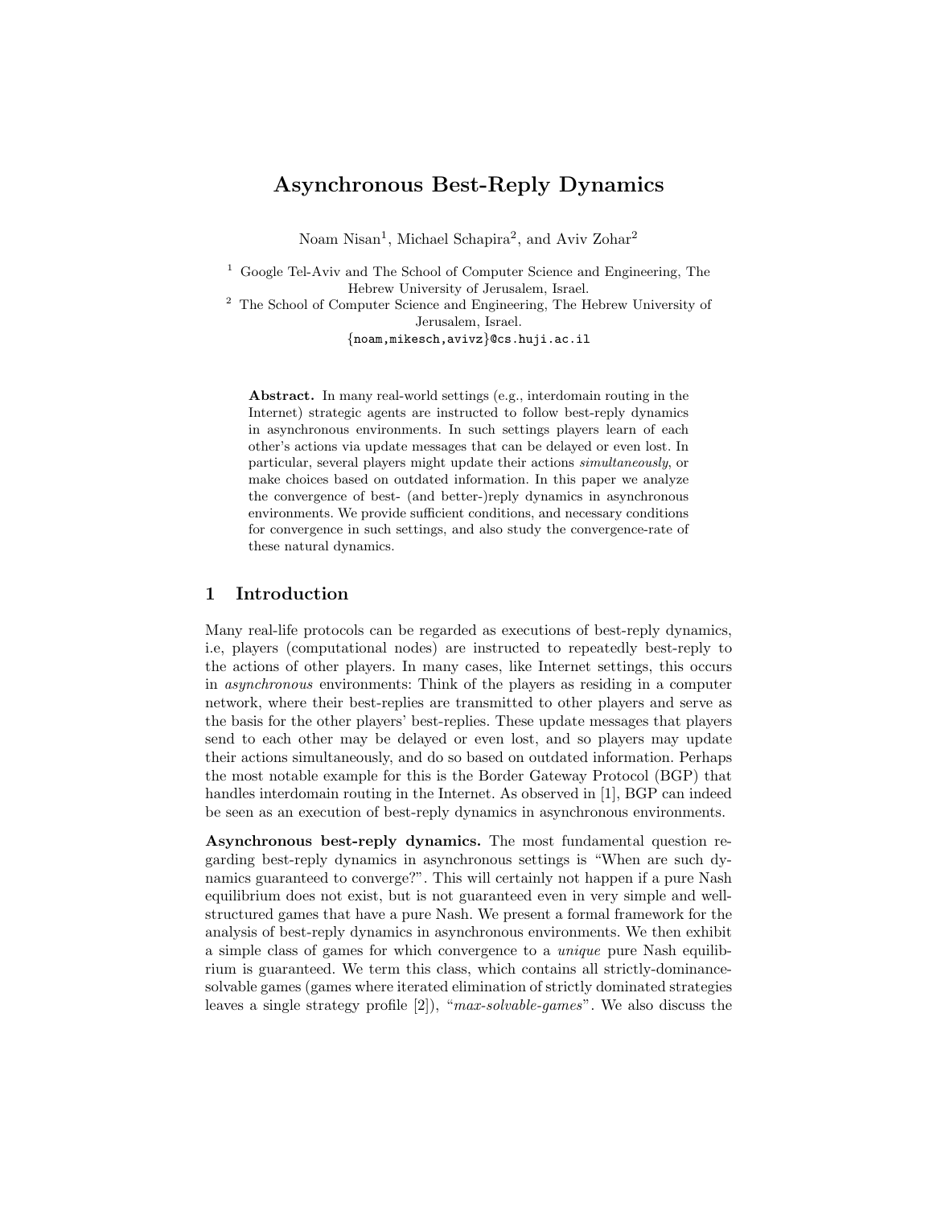# Asynchronous Best-Reply Dynamics

Noam Nisan[1], Michael Schapira[2], and Aviv Zohar[2]

[1] Google Tel-Aviv and The School of Computer Science and Engineering, The Hebrew University of Jerusalem, Israel.

[2] The School of Computer Science and Engineering, The Hebrew University of Jerusalem, Israel.

{noam,mikesch,avivz}@cs.huji.ac.il

**Abstract.** In many real-world settings (e.g., interdomain routing in the Internet) strategic agents are instructed to follow best-reply dynamics in asynchronous environments. In such settings players learn of each other's actions via update messages that can be delayed or even lost. In particular, several players might update their actions *simultaneously*, or make choices based on outdated information. In this paper we analyze the convergence of best- (and better-)reply dynamics in asynchronous environments. We provide sufficient conditions, and necessary conditions for convergence in such settings, and also study the convergence-rate of these natural dynamics.

## 1 Introduction

Many real-life protocols can be regarded as executions of best-reply dynamics, i.e, players (computational nodes) are instructed to repeatedly best-reply to the actions of other players. In many cases, like Internet settings, this occurs in *asynchronous* environments: Think of the players as residing in a computer network, where their best-replies are transmitted to other players and serve as the basis for the other players' best-replies. These update messages that players send to each other may be delayed or even lost, and so players may update their actions simultaneously, and do so based on outdated information. Perhaps the most notable example for this is the Border Gateway Protocol (BGP) that handles interdomain routing in the Internet. As observed in [1], BGP can indeed be seen as an execution of best-reply dynamics in asynchronous environments.

**Asynchronous best-reply dynamics.** The most fundamental question regarding best-reply dynamics in asynchronous settings is "When are such dynamics guaranteed to converge?". This will certainly not happen if a pure Nash equilibrium does not exist, but is not guaranteed even in very simple and well-structured games that have a pure Nash. We present a formal framework for the analysis of best-reply dynamics in asynchronous environments. We then exhibit a simple class of games for which convergence to a *unique* pure Nash equilibrium is guaranteed. We term this class, which contains all strictly-dominance-solvable games (games where iterated elimination of strictly dominated strategies leaves a single strategy profile [2]), "*max-solvable-games*". We also discuss the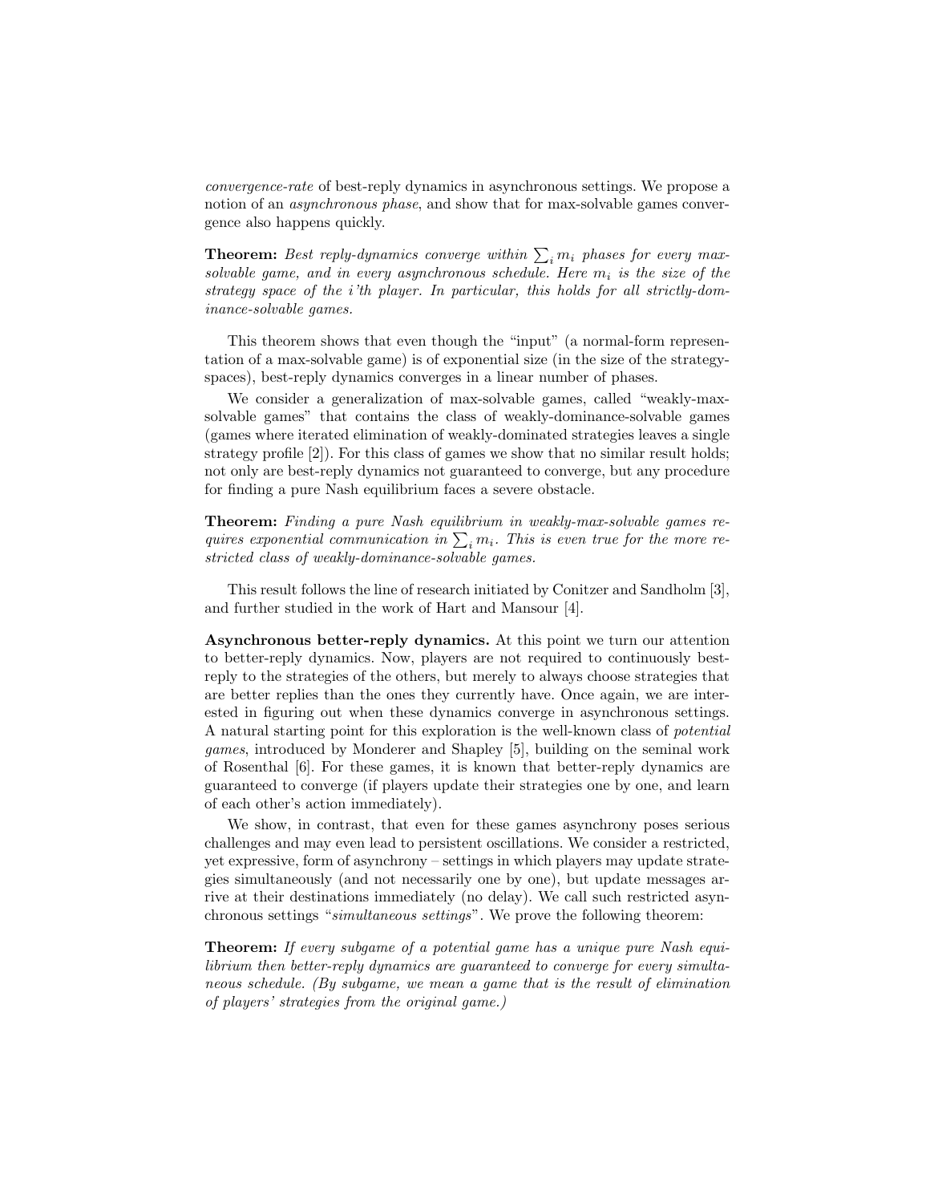*convergence-rate* of best-reply dynamics in asynchronous settings. We propose a notion of an *asynchronous phase*, and show that for max-solvable games convergence also happens quickly.

**Theorem:** *Best reply-dynamics converge within $\sum_i m_i$ phases for every max-solvable game, and in every asynchronous schedule. Here $m_i$ is the size of the strategy space of the i'th player. In particular, this holds for all strictly-dominance-solvable games.*

This theorem shows that even though the "input" (a normal-form representation of a max-solvable game) is of exponential size (in the size of the strategy-spaces), best-reply dynamics converges in a linear number of phases.

We consider a generalization of max-solvable games, called "weakly-max-solvable games" that contains the class of weakly-dominance-solvable games (games where iterated elimination of weakly-dominated strategies leaves a single strategy profile [2]). For this class of games we show that no similar result holds; not only are best-reply dynamics not guaranteed to converge, but any procedure for finding a pure Nash equilibrium faces a severe obstacle.

**Theorem:** *Finding a pure Nash equilibrium in weakly-max-solvable games requires exponential communication in $\sum_i m_i$. This is even true for the more restricted class of weakly-dominance-solvable games.*

This result follows the line of research initiated by Conitzer and Sandholm [3], and further studied in the work of Hart and Mansour [4].

**Asynchronous better-reply dynamics.** At this point we turn our attention to better-reply dynamics. Now, players are not required to continuously best-reply to the strategies of the others, but merely to always choose strategies that are better replies than the ones they currently have. Once again, we are interested in figuring out when these dynamics converge in asynchronous settings. A natural starting point for this exploration is the well-known class of *potential games*, introduced by Monderer and Shapley [5], building on the seminal work of Rosenthal [6]. For these games, it is known that better-reply dynamics are guaranteed to converge (if players update their strategies one by one, and learn of each other's action immediately).

We show, in contrast, that even for these games asynchrony poses serious challenges and may even lead to persistent oscillations. We consider a restricted, yet expressive, form of asynchrony – settings in which players may update strategies simultaneously (and not necessarily one by one), but update messages arrive at their destinations immediately (no delay). We call such restricted asynchronous settings "*simultaneous settings*". We prove the following theorem:

**Theorem:** *If every subgame of a potential game has a unique pure Nash equilibrium then better-reply dynamics are guaranteed to converge for every simultaneous schedule. (By subgame, we mean a game that is the result of elimination of players' strategies from the original game.)*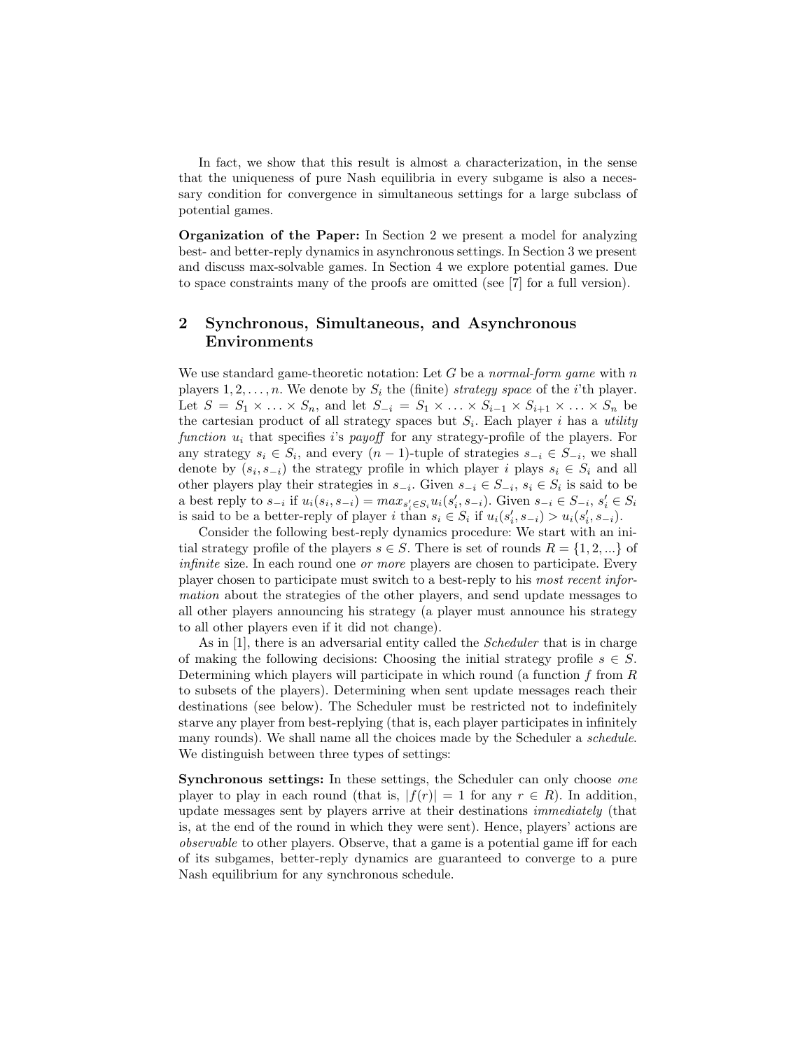In fact, we show that this result is almost a characterization, in the sense that the uniqueness of pure Nash equilibria in every subgame is also a necessary condition for convergence in simultaneous settings for a large subclass of potential games.

**Organization of the Paper:** In Section 2 we present a model for analyzing best- and better-reply dynamics in asynchronous settings. In Section 3 we present and discuss max-solvable games. In Section 4 we explore potential games. Due to space constraints many of the proofs are omitted (see [7] for a full version).

## 2 Synchronous, Simultaneous, and Asynchronous Environments

We use standard game-theoretic notation: Let $G$ be a *normal-form game* with $n$ players $1, 2, \ldots, n$. We denote by $S_i$ the (finite) *strategy space* of the $i$'th player. Let $S = S_1 \times \ldots \times S_n$, and let $S_{-i} = S_1 \times \ldots \times S_{i-1} \times S_{i+1} \times \ldots \times S_n$ be the cartesian product of all strategy spaces but $S_i$. Each player $i$ has a *utility function* $u_i$ that specifies $i$'s *payoff* for any strategy-profile of the players. For any strategy $s_i \in S_i$, and every $(n-1)$-tuple of strategies $s_{-i} \in S_{-i}$, we shall denote by $(s_i, s_{-i})$ the strategy profile in which player $i$ plays $s_i \in S_i$ and all other players play their strategies in $s_{-i}$. Given $s_{-i} \in S_{-i}$, $s_i \in S_i$ is said to be a best reply to $s_{-i}$ if $u_i(s_i, s_{-i}) = max_{s'_i \in S_i} u_i(s'_i, s_{-i})$. Given $s_{-i} \in S_{-i}$, $s'_i \in S_i$ is said to be a better-reply of player $i$ than $s_i \in S_i$ if $u_i(s'_i, s_{-i}) > u_i(s'_i, s_{-i})$.

Consider the following best-reply dynamics procedure: We start with an initial strategy profile of the players $s \in S$. There is set of rounds $R = \{1, 2, ...\}$ of *infinite* size. In each round one *or more* players are chosen to participate. Every player chosen to participate must switch to a best-reply to his *most recent information* about the strategies of the other players, and send update messages to all other players announcing his strategy (a player must announce his strategy to all other players even if it did not change).

As in [1], there is an adversarial entity called the *Scheduler* that is in charge of making the following decisions: Choosing the initial strategy profile $s \in S$. Determining which players will participate in which round (a function $f$ from $R$ to subsets of the players). Determining when sent update messages reach their destinations (see below). The Scheduler must be restricted not to indefinitely starve any player from best-replying (that is, each player participates in infinitely many rounds). We shall name all the choices made by the Scheduler a *schedule*. We distinguish between three types of settings:

**Synchronous settings:** In these settings, the Scheduler can only choose *one* player to play in each round (that is, $|f(r)| = 1$ for any $r \in R$). In addition, update messages sent by players arrive at their destinations *immediately* (that is, at the end of the round in which they were sent). Hence, players' actions are *observable* to other players. Observe, that a game is a potential game iff for each of its subgames, better-reply dynamics are guaranteed to converge to a pure Nash equilibrium for any synchronous schedule.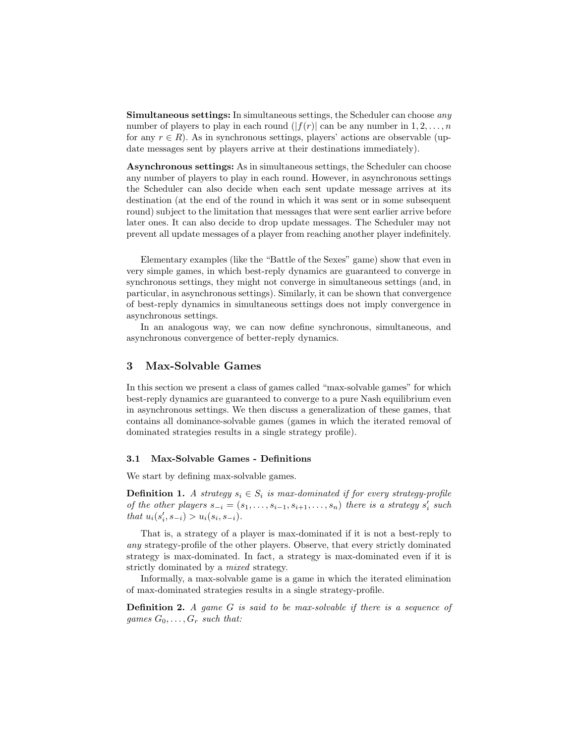**Simultaneous settings:** In simultaneous settings, the Scheduler can choose *any* number of players to play in each round ($|f(r)|$ can be any number in $1, 2, \ldots, n$ for any $r \in R$). As in synchronous settings, players' actions are observable (update messages sent by players arrive at their destinations immediately).

**Asynchronous settings:** As in simultaneous settings, the Scheduler can choose any number of players to play in each round. However, in asynchronous settings the Scheduler can also decide when each sent update message arrives at its destination (at the end of the round in which it was sent or in some subsequent round) subject to the limitation that messages that were sent earlier arrive before later ones. It can also decide to drop update messages. The Scheduler may not prevent all update messages of a player from reaching another player indefinitely.

Elementary examples (like the "Battle of the Sexes" game) show that even in very simple games, in which best-reply dynamics are guaranteed to converge in synchronous settings, they might not converge in simultaneous settings (and, in particular, in asynchronous settings). Similarly, it can be shown that convergence of best-reply dynamics in simultaneous settings does not imply convergence in asynchronous settings.

In an analogous way, we can now define synchronous, simultaneous, and asynchronous convergence of better-reply dynamics.

## 3 Max-Solvable Games

In this section we present a class of games called "max-solvable games" for which best-reply dynamics are guaranteed to converge to a pure Nash equilibrium even in asynchronous settings. We then discuss a generalization of these games, that contains all dominance-solvable games (games in which the iterated removal of dominated strategies results in a single strategy profile).

### 3.1 Max-Solvable Games - Definitions

We start by defining max-solvable games.

**Definition 1.** *A strategy $s_i \in S_i$ is max-dominated if for every strategy-profile of the other players $s_{-i} = (s_1, \ldots, s_{i-1}, s_{i+1}, \ldots, s_n)$ there is a strategy $s_i'$ such that $u_i(s_i', s_{-i}) > u_i(s_i, s_{-i})$.*

That is, a strategy of a player is max-dominated if it is not a best-reply to *any* strategy-profile of the other players. Observe, that every strictly dominated strategy is max-dominated. In fact, a strategy is max-dominated even if it is strictly dominated by a *mixed* strategy.

Informally, a max-solvable game is a game in which the iterated elimination of max-dominated strategies results in a single strategy-profile.

**Definition 2.** *A game $G$ is said to be max-solvable if there is a sequence of games $G_0, \ldots, G_r$ such that:*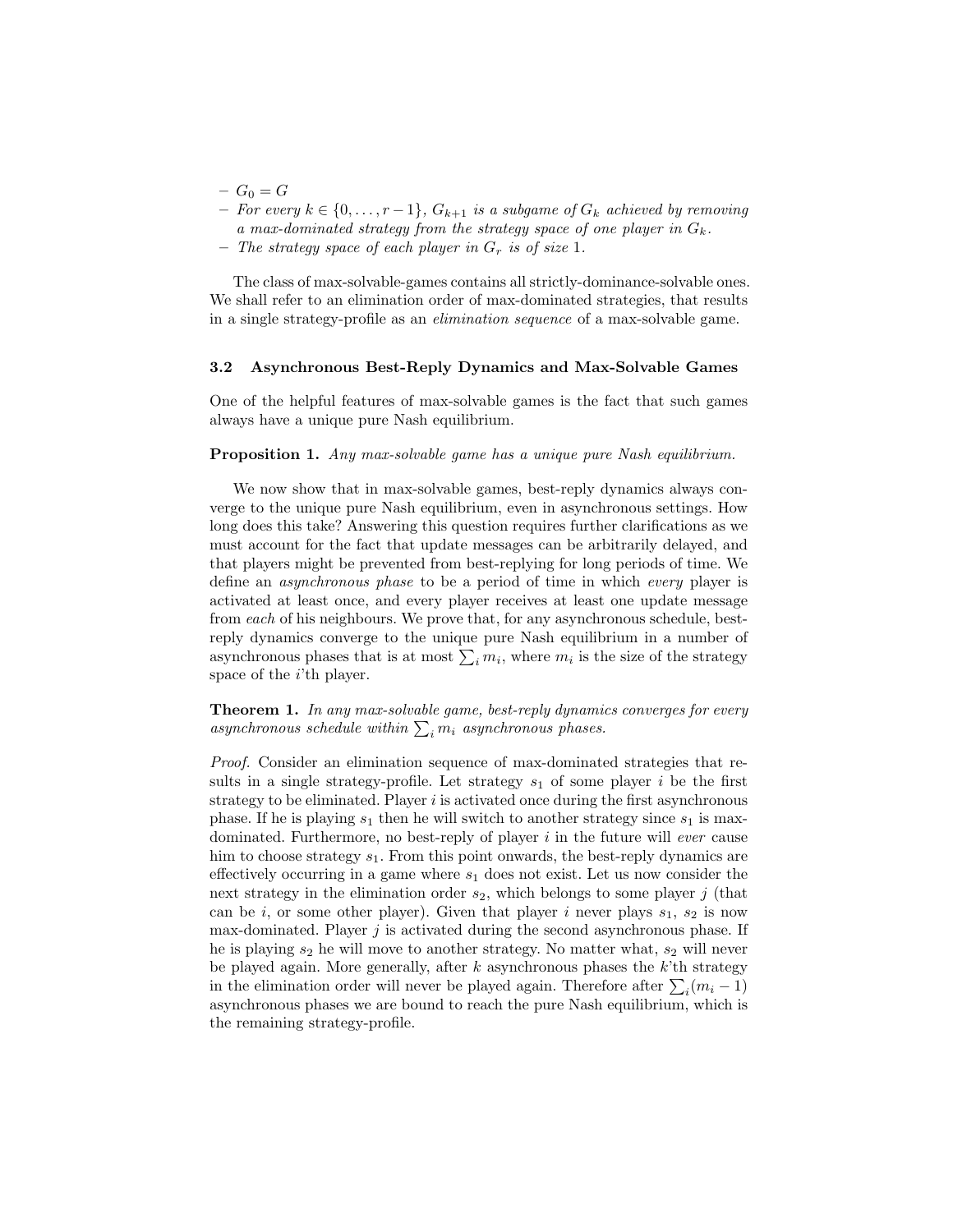- $G_0 = G$
- *For every* $k \in \{0, \ldots, r-1\}$, $G_{k+1}$ *is a subgame of* $G_k$ *achieved by removing a max-dominated strategy from the strategy space of one player in* $G_k$.
- *The strategy space of each player in* $G_r$ *is of size* 1.

The class of max-solvable-games contains all strictly-dominance-solvable ones. We shall refer to an elimination order of max-dominated strategies, that results in a single strategy-profile as an *elimination sequence* of a max-solvable game.

### 3.2 Asynchronous Best-Reply Dynamics and Max-Solvable Games

One of the helpful features of max-solvable games is the fact that such games always have a unique pure Nash equilibrium.

**Proposition 1.** *Any max-solvable game has a unique pure Nash equilibrium.*

We now show that in max-solvable games, best-reply dynamics always converge to the unique pure Nash equilibrium, even in asynchronous settings. How long does this take? Answering this question requires further clarifications as we must account for the fact that update messages can be arbitrarily delayed, and that players might be prevented from best-replying for long periods of time. We define an *asynchronous phase* to be a period of time in which *every* player is activated at least once, and every player receives at least one update message from *each* of his neighbours. We prove that, for any asynchronous schedule, best-reply dynamics converge to the unique pure Nash equilibrium in a number of asynchronous phases that is at most $\sum_i m_i$, where $m_i$ is the size of the strategy space of the $i$'th player.

**Theorem 1.** *In any max-solvable game, best-reply dynamics converges for every asynchronous schedule within* $\sum_i m_i$ *asynchronous phases.*

*Proof.* Consider an elimination sequence of max-dominated strategies that results in a single strategy-profile. Let strategy $s_1$ of some player $i$ be the first strategy to be eliminated. Player $i$ is activated once during the first asynchronous phase. If he is playing $s_1$ then he will switch to another strategy since $s_1$ is max-dominated. Furthermore, no best-reply of player $i$ in the future will *ever* cause him to choose strategy $s_1$. From this point onwards, the best-reply dynamics are effectively occurring in a game where $s_1$ does not exist. Let us now consider the next strategy in the elimination order $s_2$, which belongs to some player $j$ (that can be $i$, or some other player). Given that player $i$ never plays $s_1$, $s_2$ is now max-dominated. Player $j$ is activated during the second asynchronous phase. If he is playing $s_2$ he will move to another strategy. No matter what, $s_2$ will never be played again. More generally, after $k$ asynchronous phases the $k$'th strategy in the elimination order will never be played again. Therefore after $\sum_i (m_i - 1)$ asynchronous phases we are bound to reach the pure Nash equilibrium, which is the remaining strategy-profile.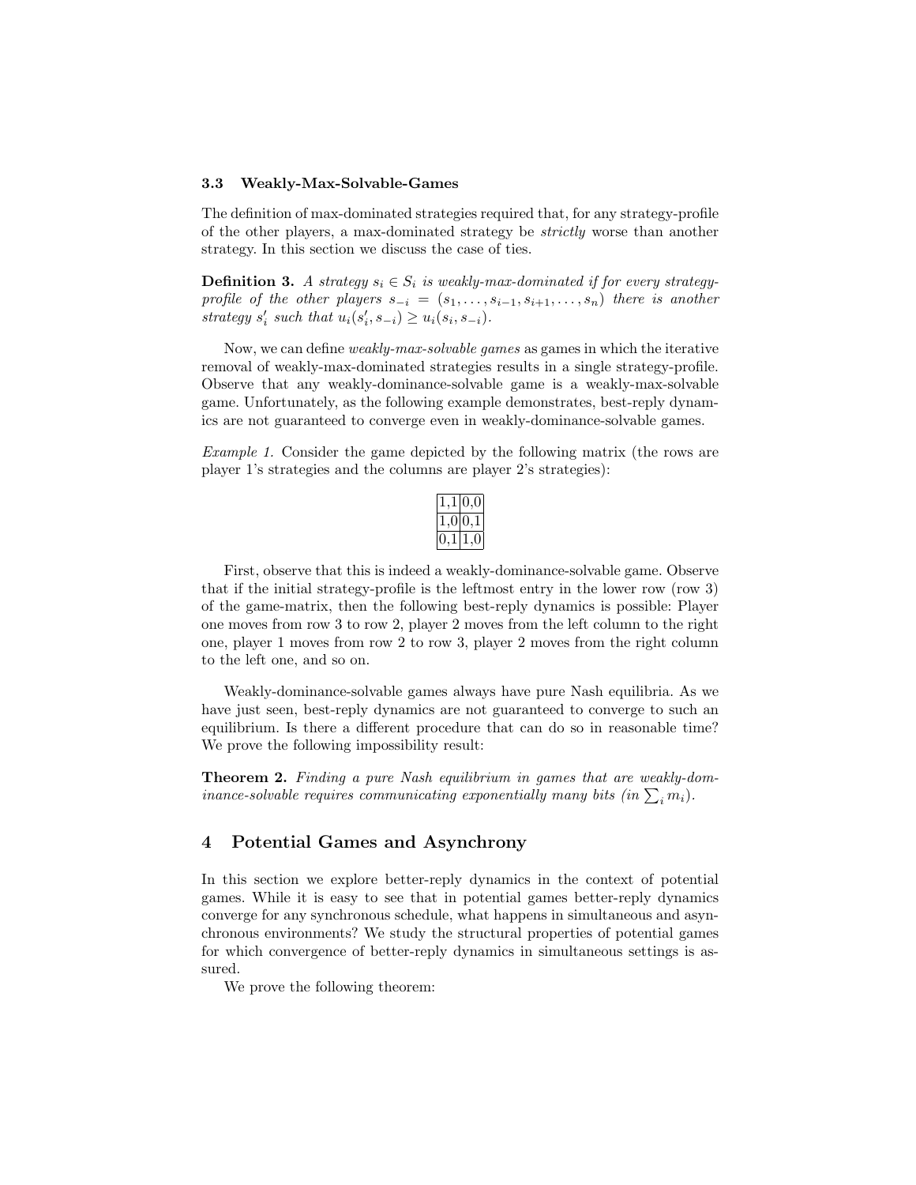### 3.3 Weakly-Max-Solvable-Games

The definition of max-dominated strategies required that, for any strategy-profile of the other players, a max-dominated strategy be *strictly* worse than another strategy. In this section we discuss the case of ties.

**Definition 3.** *A strategy $s_i \in S_i$ is weakly-max-dominated if for every strategy-profile of the other players $s_{-i} = (s_1, \ldots, s_{i-1}, s_{i+1}, \ldots, s_n)$ there is another strategy $s_i'$ such that $u_i(s_i', s_{-i}) \geq u_i(s_i, s_{-i})$.*

Now, we can define *weakly-max-solvable games* as games in which the iterative removal of weakly-max-dominated strategies results in a single strategy-profile. Observe that any weakly-dominance-solvable game is a weakly-max-solvable game. Unfortunately, as the following example demonstrates, best-reply dynamics are not guaranteed to converge even in weakly-dominance-solvable games.

*Example 1.* Consider the game depicted by the following matrix (the rows are player 1's strategies and the columns are player 2's strategies):

| | |
|---|---|
| 1,1 | 0,0 |
| 1,0 | 0,1 |
| 0,1 | 1,0 |

First, observe that this is indeed a weakly-dominance-solvable game. Observe that if the initial strategy-profile is the leftmost entry in the lower row (row 3) of the game-matrix, then the following best-reply dynamics is possible: Player one moves from row 3 to row 2, player 2 moves from the left column to the right one, player 1 moves from row 2 to row 3, player 2 moves from the right column to the left one, and so on.

Weakly-dominance-solvable games always have pure Nash equilibria. As we have just seen, best-reply dynamics are not guaranteed to converge to such an equilibrium. Is there a different procedure that can do so in reasonable time? We prove the following impossibility result:

**Theorem 2.** *Finding a pure Nash equilibrium in games that are weakly-dominance-solvable requires communicating exponentially many bits (in $\sum_i m_i$).*

## 4 Potential Games and Asynchrony

In this section we explore better-reply dynamics in the context of potential games. While it is easy to see that in potential games better-reply dynamics converge for any synchronous schedule, what happens in simultaneous and asynchronous environments? We study the structural properties of potential games for which convergence of better-reply dynamics in simultaneous settings is assured.

We prove the following theorem: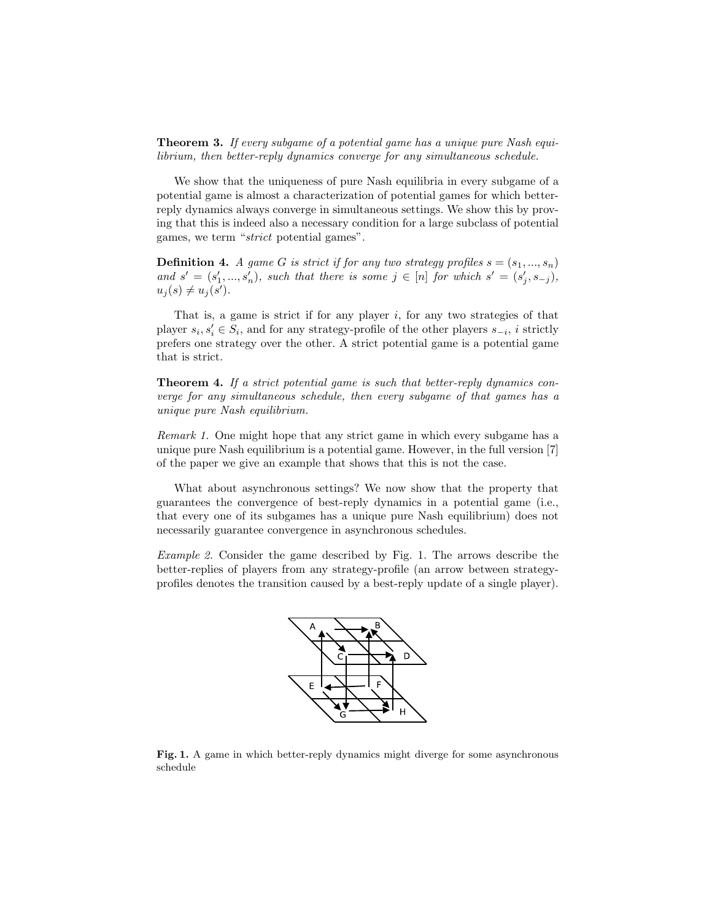**Theorem 3.** *If every subgame of a potential game has a unique pure Nash equilibrium, then better-reply dynamics converge for any simultaneous schedule.*

We show that the uniqueness of pure Nash equilibria in every subgame of a potential game is almost a characterization of potential games for which better-reply dynamics always converge in simultaneous settings. We show this by proving that this is indeed also a necessary condition for a large subclass of potential games, we term "*strict* potential games".

**Definition 4.** *A game $G$ is strict if for any two strategy profiles $s = (s_1, ..., s_n)$ and $s' = (s'_1, ..., s'_n)$, such that there is some $j \in [n]$ for which $s' = (s'_j, s_{-j})$, $u_j(s) \neq u_j(s')$.*

That is, a game is strict if for any player $i$, for any two strategies of that player $s_i, s'_i \in S_i$, and for any strategy-profile of the other players $s_{-i}$, $i$ strictly prefers one strategy over the other. A strict potential game is a potential game that is strict.

**Theorem 4.** *If a strict potential game is such that better-reply dynamics converge for any simultaneous schedule, then every subgame of that games has a unique pure Nash equilibrium.*

*Remark 1.* One might hope that any strict game in which every subgame has a unique pure Nash equilibrium is a potential game. However, in the full version [7] of the paper we give an example that shows that this is not the case.

What about asynchronous settings? We now show that the property that guarantees the convergence of best-reply dynamics in a potential game (i.e., that every one of its subgames has a unique pure Nash equilibrium) does not necessarily guarantee convergence in asynchronous schedules.

*Example 2.* Consider the game described by Fig. 1. The arrows describe the better-replies of players from any strategy-profile (an arrow between strategy-profiles denotes the transition caused by a best-reply update of a single player).

**Fig. 1.** A game in which better-reply dynamics might diverge for some asynchronous schedule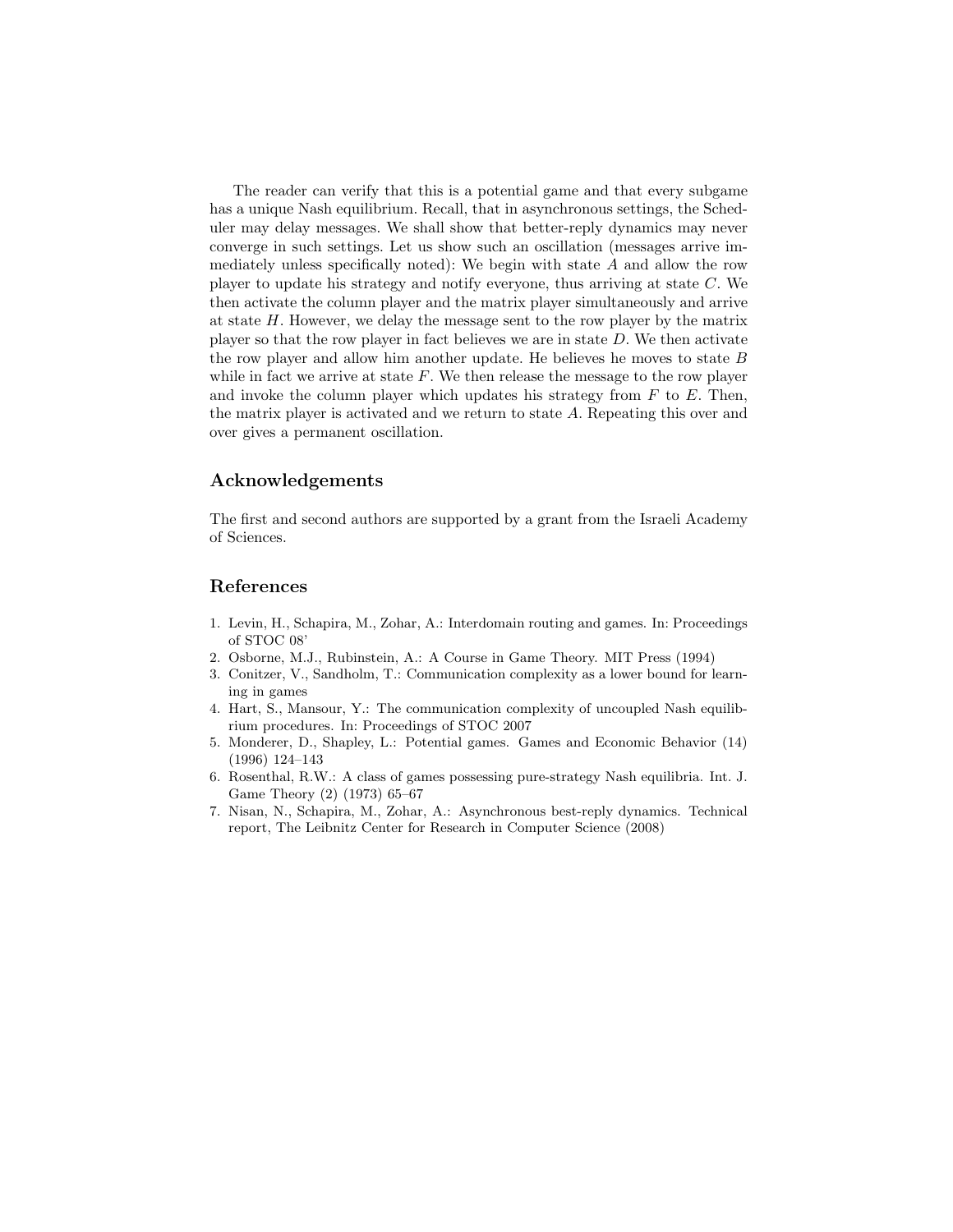The reader can verify that this is a potential game and that every subgame has a unique Nash equilibrium. Recall, that in asynchronous settings, the Scheduler may delay messages. We shall show that better-reply dynamics may never converge in such settings. Let us show such an oscillation (messages arrive immediately unless specifically noted): We begin with state $A$ and allow the row player to update his strategy and notify everyone, thus arriving at state $C$. We then activate the column player and the matrix player simultaneously and arrive at state $H$. However, we delay the message sent to the row player by the matrix player so that the row player in fact believes we are in state $D$. We then activate the row player and allow him another update. He believes he moves to state $B$ while in fact we arrive at state $F$. We then release the message to the row player and invoke the column player which updates his strategy from $F$ to $E$. Then, the matrix player is activated and we return to state $A$. Repeating this over and over gives a permanent oscillation.

## Acknowledgements

The first and second authors are supported by a grant from the Israeli Academy of Sciences.

## References

1. Levin, H., Schapira, M., Zohar, A.: Interdomain routing and games. In: Proceedings of STOC 08'
2. Osborne, M.J., Rubinstein, A.: A Course in Game Theory. MIT Press (1994)
3. Conitzer, V., Sandholm, T.: Communication complexity as a lower bound for learning in games
4. Hart, S., Mansour, Y.: The communication complexity of uncoupled Nash equilibrium procedures. In: Proceedings of STOC 2007
5. Monderer, D., Shapley, L.: Potential games. Games and Economic Behavior (14) (1996) 124–143
6. Rosenthal, R.W.: A class of games possessing pure-strategy Nash equilibria. Int. J. Game Theory (2) (1973) 65–67
7. Nisan, N., Schapira, M., Zohar, A.: Asynchronous best-reply dynamics. Technical report, The Leibnitz Center for Research in Computer Science (2008)